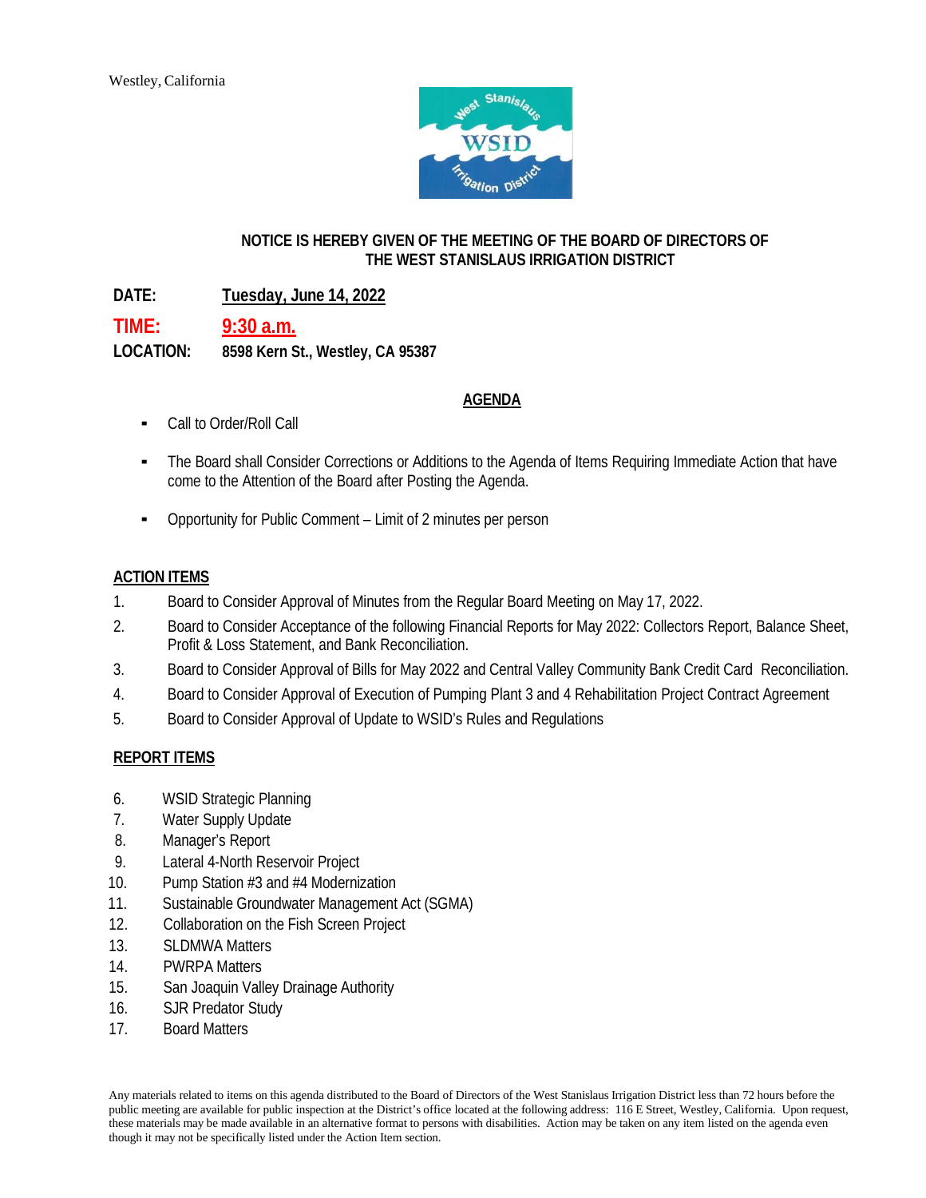Westley, California

**NOTICE IS HEREBY GIVEN OF THE MEETING OF THE BOARD OF DIRECTORS OF THE WEST STANISLAUS IRRIGATION DISTRICT**

**DATE:** **Tuesday, June 14, 2022**

**TIME:** **9:30 a.m.**

**LOCATION:** **8598 Kern St., Westley, CA 95387**

## AGENDA

- Call to Order/Roll Call
- The Board shall Consider Corrections or Additions to the Agenda of Items Requiring Immediate Action that have come to the Attention of the Board after Posting the Agenda.
- Opportunity for Public Comment – Limit of 2 minutes per person

### ACTION ITEMS

1. Board to Consider Approval of Minutes from the Regular Board Meeting on May 17, 2022.
2. Board to Consider Acceptance of the following Financial Reports for May 2022: Collectors Report, Balance Sheet, Profit & Loss Statement, and Bank Reconciliation.
3. Board to Consider Approval of Bills for May 2022 and Central Valley Community Bank Credit Card Reconciliation.
4. Board to Consider Approval of Execution of Pumping Plant 3 and 4 Rehabilitation Project Contract Agreement
5. Board to Consider Approval of Update to WSID's Rules and Regulations

### REPORT ITEMS

6. WSID Strategic Planning
7. Water Supply Update
8. Manager's Report
9. Lateral 4-North Reservoir Project
10. Pump Station #3 and #4 Modernization
11. Sustainable Groundwater Management Act (SGMA)
12. Collaboration on the Fish Screen Project
13. SLDMWA Matters
14. PWRPA Matters
15. San Joaquin Valley Drainage Authority
16. SJR Predator Study
17. Board Matters

Any materials related to items on this agenda distributed to the Board of Directors of the West Stanislaus Irrigation District less than 72 hours before the public meeting are available for public inspection at the District's office located at the following address: 116 E Street, Westley, California. Upon request, these materials may be made available in an alternative format to persons with disabilities. Action may be taken on any item listed on the agenda even though it may not be specifically listed under the Action Item section.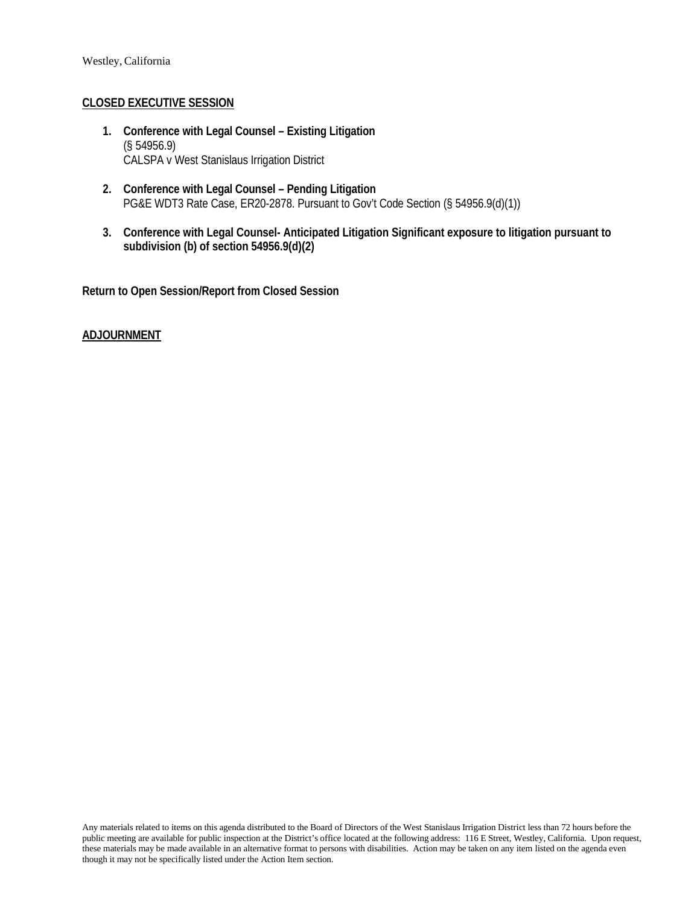Westley, California

**CLOSED EXECUTIVE SESSION**

1. **Conference with Legal Counsel – Existing Litigation**
   (§ 54956.9)
   CALSPA v West Stanislaus Irrigation District

2. **Conference with Legal Counsel – Pending Litigation**
   PG&E WDT3 Rate Case, ER20-2878. Pursuant to Gov't Code Section (§ 54956.9(d)(1))

3. **Conference with Legal Counsel- Anticipated Litigation Significant exposure to litigation pursuant to subdivision (b) of section 54956.9(d)(2)**

**Return to Open Session/Report from Closed Session**

**ADJOURNMENT**

Any materials related to items on this agenda distributed to the Board of Directors of the West Stanislaus Irrigation District less than 72 hours before the public meeting are available for public inspection at the District's office located at the following address: 116 E Street, Westley, California. Upon request, these materials may be made available in an alternative format to persons with disabilities. Action may be taken on any item listed on the agenda even though it may not be specifically listed under the Action Item section.